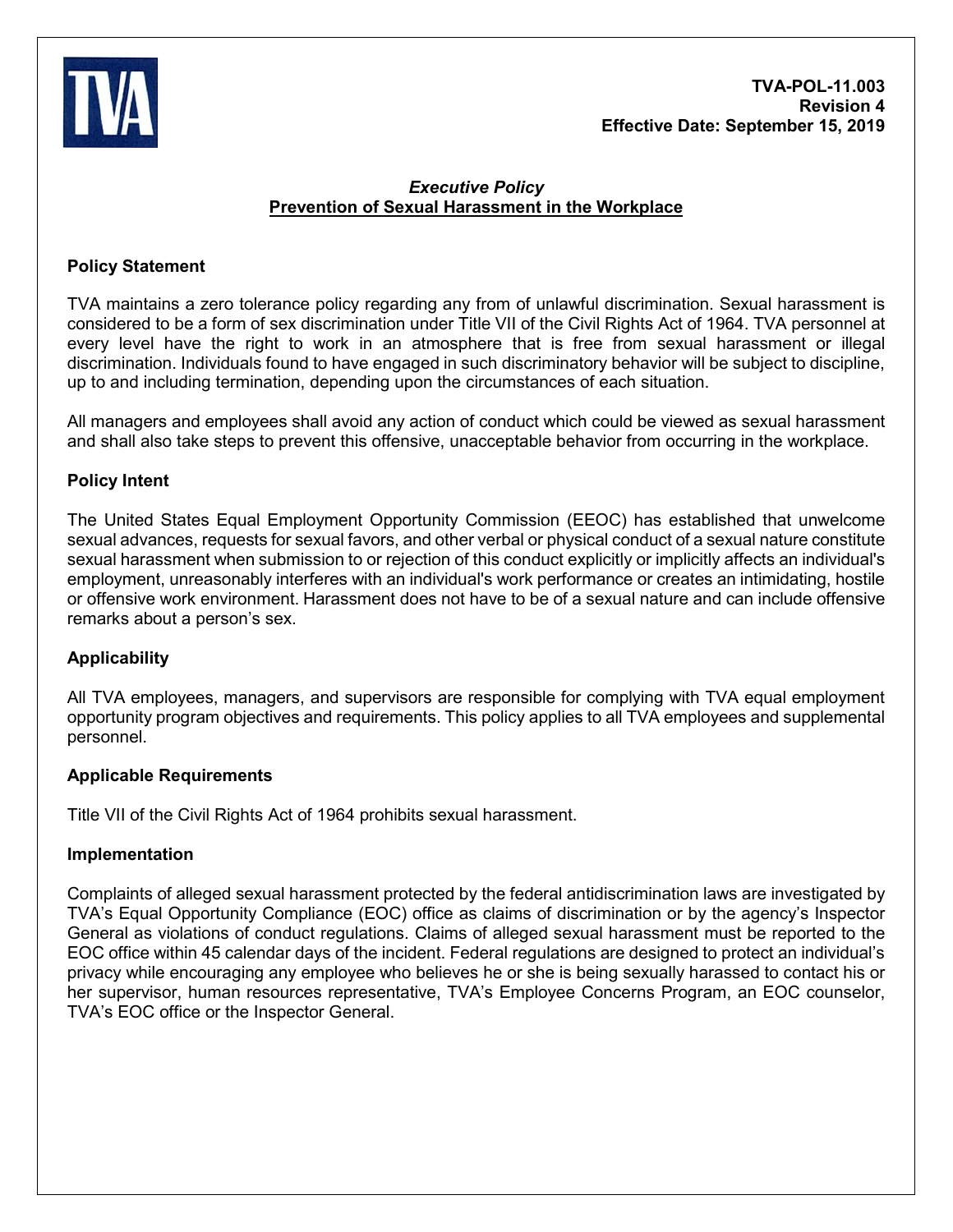**TVA-POL-11.003**
**Revision 4**
**Effective Date: September 15, 2019**

# *Executive Policy*
# Prevention of Sexual Harassment in the Workplace

## Policy Statement

TVA maintains a zero tolerance policy regarding any from of unlawful discrimination. Sexual harassment is considered to be a form of sex discrimination under Title VII of the Civil Rights Act of 1964. TVA personnel at every level have the right to work in an atmosphere that is free from sexual harassment or illegal discrimination. Individuals found to have engaged in such discriminatory behavior will be subject to discipline, up to and including termination, depending upon the circumstances of each situation.

All managers and employees shall avoid any action of conduct which could be viewed as sexual harassment and shall also take steps to prevent this offensive, unacceptable behavior from occurring in the workplace.

## Policy Intent

The United States Equal Employment Opportunity Commission (EEOC) has established that unwelcome sexual advances, requests for sexual favors, and other verbal or physical conduct of a sexual nature constitute sexual harassment when submission to or rejection of this conduct explicitly or implicitly affects an individual's employment, unreasonably interferes with an individual's work performance or creates an intimidating, hostile or offensive work environment. Harassment does not have to be of a sexual nature and can include offensive remarks about a person's sex.

## Applicability

All TVA employees, managers, and supervisors are responsible for complying with TVA equal employment opportunity program objectives and requirements. This policy applies to all TVA employees and supplemental personnel.

## Applicable Requirements

Title VII of the Civil Rights Act of 1964 prohibits sexual harassment.

## Implementation

Complaints of alleged sexual harassment protected by the federal antidiscrimination laws are investigated by TVA's Equal Opportunity Compliance (EOC) office as claims of discrimination or by the agency's Inspector General as violations of conduct regulations. Claims of alleged sexual harassment must be reported to the EOC office within 45 calendar days of the incident. Federal regulations are designed to protect an individual's privacy while encouraging any employee who believes he or she is being sexually harassed to contact his or her supervisor, human resources representative, TVA's Employee Concerns Program, an EOC counselor, TVA's EOC office or the Inspector General.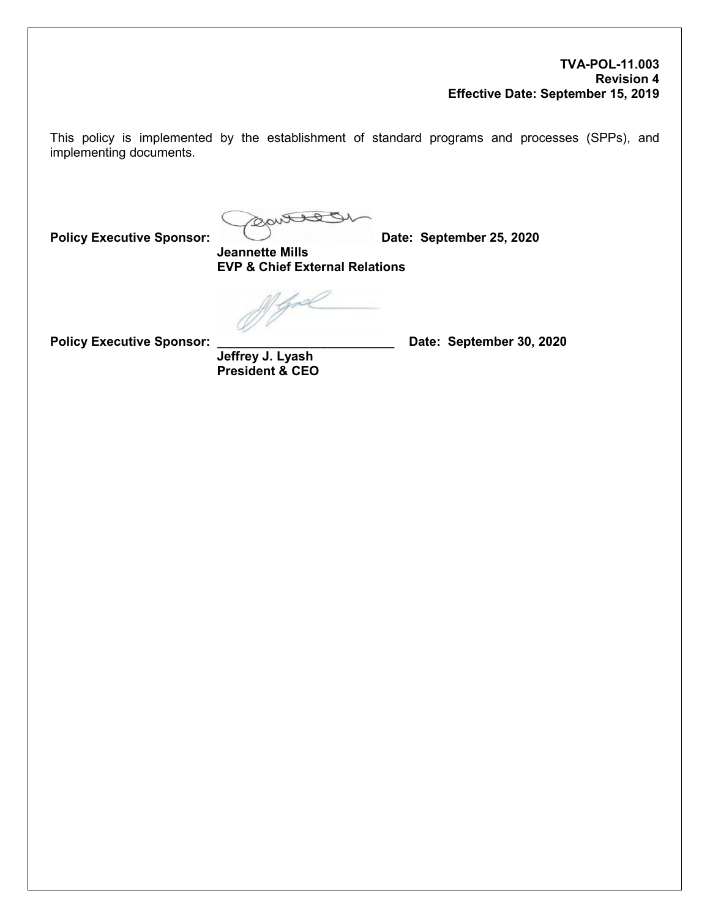**TVA-POL-11.003**
**Revision 4**
**Effective Date: September 15, 2019**

This policy is implemented by the establishment of standard programs and processes (SPPs), and implementing documents.

**Policy Executive Sponsor:** **Date: September 25, 2020**
**Jeannette Mills**
**EVP & Chief External Relations**

**Policy Executive Sponsor: \_\_\_\_\_\_\_\_\_\_\_\_\_\_\_\_\_\_\_\_\_\_\_\_\_\_** **Date: September 30, 2020**
**Jeffrey J. Lyash**
**President & CEO**